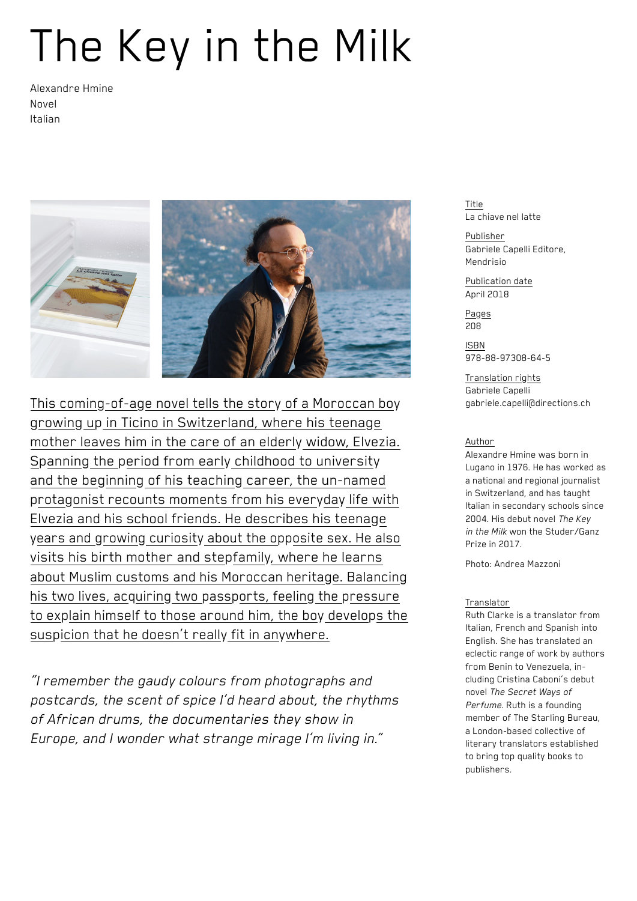# The Key in the Milk

Alexandre Hmine
Novel
Italian

This coming-of-age novel tells the story of a Moroccan boy growing up in Ticino in Switzerland, where his teenage mother leaves him in the care of an elderly widow, Elvezia. Spanning the period from early childhood to university and the beginning of his teaching career, the un-named protagonist recounts moments from his everyday life with Elvezia and his school friends. He describes his teenage years and growing curiosity about the opposite sex. He also visits his birth mother and stepfamily, where he learns about Muslim customs and his Moroccan heritage. Balancing his two lives, acquiring two passports, feeling the pressure to explain himself to those around him, the boy develops the suspicion that he doesn't really fit in anywhere.

*"I remember the gaudy colours from photographs and postcards, the scent of spice I'd heard about, the rhythms of African drums, the documentaries they show in Europe, and I wonder what strange mirage I'm living in."*

Title
La chiave nel latte

Publisher
Gabriele Capelli Editore, Mendrisio

Publication date
April 2018

Pages
208

ISBN
978-88-97308-64-5

Translation rights
Gabriele Capelli
gabriele.capelli@directions.ch

Author
Alexandre Hmine was born in Lugano in 1976. He has worked as a national and regional journalist in Switzerland, and has taught Italian in secondary schools since 2004. His debut novel *The Key in the Milk* won the Studer/Ganz Prize in 2017.

Photo: Andrea Mazzoni

Translator
Ruth Clarke is a translator from Italian, French and Spanish into English. She has translated an eclectic range of work by authors from Benin to Venezuela, including Cristina Caboni's debut novel *The Secret Ways of Perfume*. Ruth is a founding member of The Starling Bureau, a London-based collective of literary translators established to bring top quality books to publishers.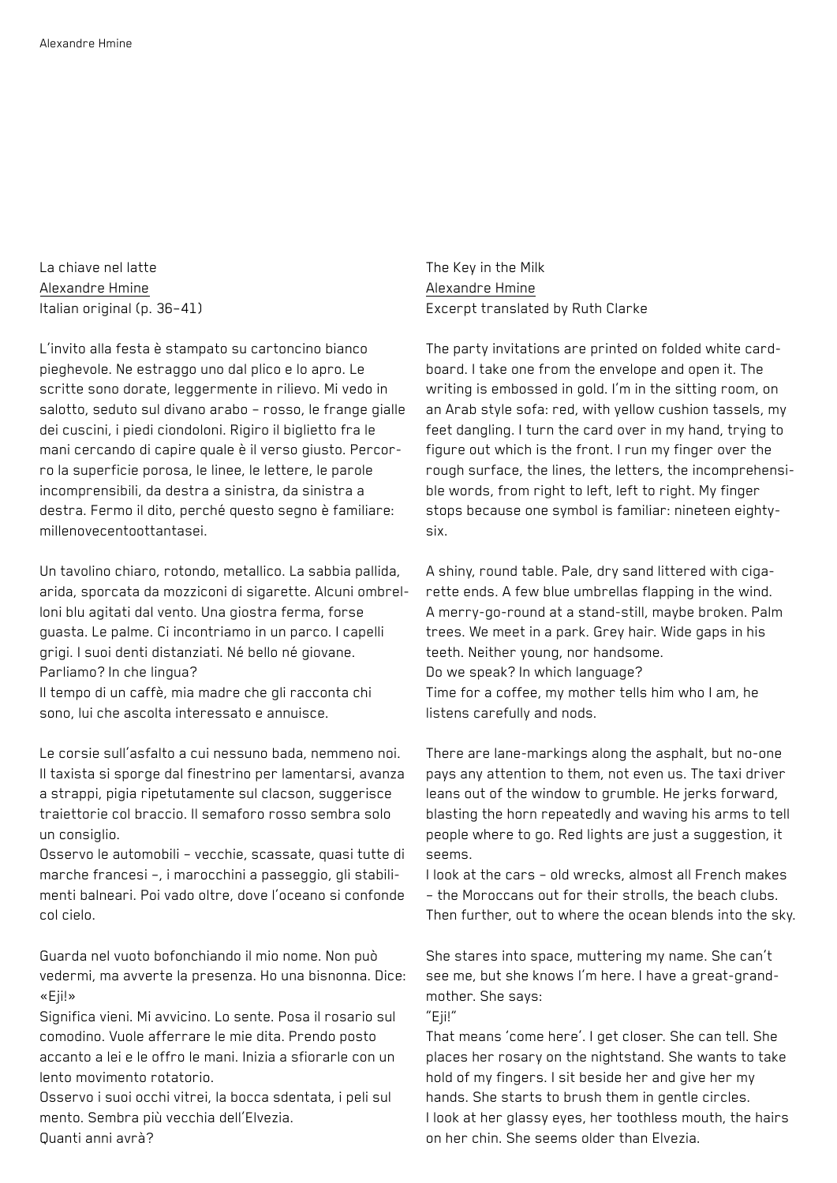La chiave nel latte
Alexandre Hmine
Italian original (p. 36–41)

L'invito alla festa è stampato su cartoncino bianco pieghevole. Ne estraggo uno dal plico e lo apro. Le scritte sono dorate, leggermente in rilievo. Mi vedo in salotto, seduto sul divano arabo – rosso, le frange gialle dei cuscini, i piedi ciondoloni. Rigiro il biglietto fra le mani cercando di capire quale è il verso giusto. Percorro la superficie porosa, le linee, le lettere, le parole incomprensibili, da destra a sinistra, da sinistra a destra. Fermo il dito, perché questo segno è familiare: millenovecentoottantasei.

Un tavolino chiaro, rotondo, metallico. La sabbia pallida, arida, sporcata da mozziconi di sigarette. Alcuni ombrelloni blu agitati dal vento. Una giostra ferma, forse guasta. Le palme. Ci incontriamo in un parco. I capelli grigi. I suoi denti distanziati. Né bello né giovane.
Parliamo? In che lingua?
Il tempo di un caffè, mia madre che gli racconta chi sono, lui che ascolta interessato e annuisce.

Le corsie sull'asfalto a cui nessuno bada, nemmeno noi. Il taxista si sporge dal finestrino per lamentarsi, avanza a strappi, pigia ripetutamente sul clacson, suggerisce traiettorie col braccio. Il semaforo rosso sembra solo un consiglio.
Osservo le automobili – vecchie, scassate, quasi tutte di marche francesi –, i marocchini a passeggio, gli stabilimenti balneari. Poi vado oltre, dove l'oceano si confonde col cielo.

Guarda nel vuoto bofonchiando il mio nome. Non può vedermi, ma avverte la presenza. Ho una bisnonna. Dice: «Eji!»
Significa vieni. Mi avvicino. Lo sente. Posa il rosario sul comodino. Vuole afferrare le mie dita. Prendo posto accanto a lei e le offro le mani. Inizia a sfiorarle con un lento movimento rotatorio.
Osservo i suoi occhi vitrei, la bocca sdentata, i peli sul mento. Sembra più vecchia dell'Elvezia.
Quanti anni avrà?

The Key in the Milk
Alexandre Hmine
Excerpt translated by Ruth Clarke

The party invitations are printed on folded white cardboard. I take one from the envelope and open it. The writing is embossed in gold. I'm in the sitting room, on an Arab style sofa: red, with yellow cushion tassels, my feet dangling. I turn the card over in my hand, trying to figure out which is the front. I run my finger over the rough surface, the lines, the letters, the incomprehensible words, from right to left, left to right. My finger stops because one symbol is familiar: nineteen eighty-six.

A shiny, round table. Pale, dry sand littered with cigarette ends. A few blue umbrellas flapping in the wind. A merry-go-round at a stand-still, maybe broken. Palm trees. We meet in a park. Grey hair. Wide gaps in his teeth. Neither young, nor handsome.
Do we speak? In which language?
Time for a coffee, my mother tells him who I am, he listens carefully and nods.

There are lane-markings along the asphalt, but no-one pays any attention to them, not even us. The taxi driver leans out of the window to grumble. He jerks forward, blasting the horn repeatedly and waving his arms to tell people where to go. Red lights are just a suggestion, it seems.
I look at the cars – old wrecks, almost all French makes – the Moroccans out for their strolls, the beach clubs. Then further, out to where the ocean blends into the sky.

She stares into space, muttering my name. She can't see me, but she knows I'm here. I have a great-grandmother. She says:
"Eji!"
That means 'come here'. I get closer. She can tell. She places her rosary on the nightstand. She wants to take hold of my fingers. I sit beside her and give her my hands. She starts to brush them in gentle circles.
I look at her glassy eyes, her toothless mouth, the hairs on her chin. She seems older than Elvezia.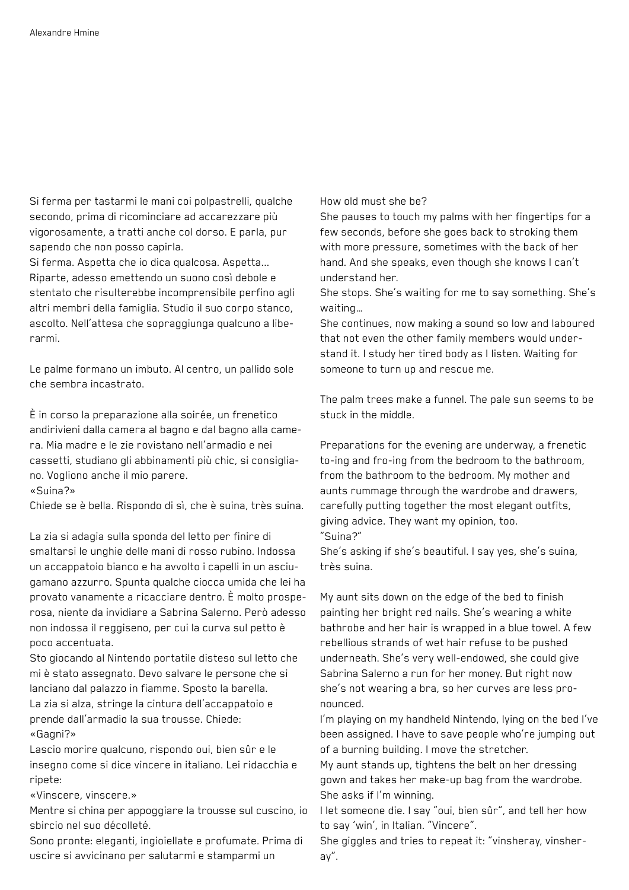Si ferma per tastarmi le mani coi polpastrelli, qualche secondo, prima di ricominciare ad accarezzare più vigorosamente, a tratti anche col dorso. E parla, pur sapendo che non posso capirla.
Si ferma. Aspetta che io dica qualcosa. Aspetta…
Riparte, adesso emettendo un suono così debole e stentato che risulterebbe incomprensibile perfino agli altri membri della famiglia. Studio il suo corpo stanco, ascolto. Nell'attesa che sopraggiunga qualcuno a liberarmi.

Le palme formano un imbuto. Al centro, un pallido sole che sembra incastrato.

È in corso la preparazione alla soirée, un frenetico andirivieni dalla camera al bagno e dal bagno alla camera. Mia madre e le zie rovistano nell'armadio e nei cassetti, studiano gli abbinamenti più chic, si consigliano. Vogliono anche il mio parere.
«Suina?»
Chiede se è bella. Rispondo di sì, che è suina, très suina.

La zia si adagia sulla sponda del letto per finire di smaltarsi le unghie delle mani di rosso rubino. Indossa un accappatoio bianco e ha avvolto i capelli in un asciugamano azzurro. Spunta qualche ciocca umida che lei ha provato vanamente a ricacciare dentro. È molto prosperosa, niente da invidiare a Sabrina Salerno. Però adesso non indossa il reggiseno, per cui la curva sul petto è poco accentuata.
Sto giocando al Nintendo portatile disteso sul letto che mi è stato assegnato. Devo salvare le persone che si lanciano dal palazzo in fiamme. Sposto la barella.
La zia si alza, stringe la cintura dell'accappatoio e prende dall'armadio la sua trousse. Chiede:
«Gagni?»
Lascio morire qualcuno, rispondo oui, bien sûr e le insegno come si dice vincere in italiano. Lei ridacchia e ripete:
«Vinscere, vinscere.»
Mentre si china per appoggiare la trousse sul cuscino, io sbircio nel suo décolleté.
Sono pronte: eleganti, ingioiellate e profumate. Prima di uscire si avvicinano per salutarmi e stamparmi un

How old must she be?
She pauses to touch my palms with her fingertips for a few seconds, before she goes back to stroking them with more pressure, sometimes with the back of her hand. And she speaks, even though she knows I can't understand her.
She stops. She's waiting for me to say something. She's waiting…
She continues, now making a sound so low and laboured that not even the other family members would understand it. I study her tired body as I listen. Waiting for someone to turn up and rescue me.

The palm trees make a funnel. The pale sun seems to be stuck in the middle.

Preparations for the evening are underway, a frenetic to-ing and fro-ing from the bedroom to the bathroom, from the bathroom to the bedroom. My mother and aunts rummage through the wardrobe and drawers, carefully putting together the most elegant outfits, giving advice. They want my opinion, too.
"Suina?"
She's asking if she's beautiful. I say yes, she's suina, très suina.

My aunt sits down on the edge of the bed to finish painting her bright red nails. She's wearing a white bathrobe and her hair is wrapped in a blue towel. A few rebellious strands of wet hair refuse to be pushed underneath. She's very well-endowed, she could give Sabrina Salerno a run for her money. But right now she's not wearing a bra, so her curves are less pronounced.
I'm playing on my handheld Nintendo, lying on the bed I've been assigned. I have to save people who're jumping out of a burning building. I move the stretcher.
My aunt stands up, tightens the belt on her dressing gown and takes her make-up bag from the wardrobe. She asks if I'm winning.
I let someone die. I say "oui, bien sûr", and tell her how to say 'win', in Italian. "Vincere".
She giggles and tries to repeat it: "vinsheray, vinsheray".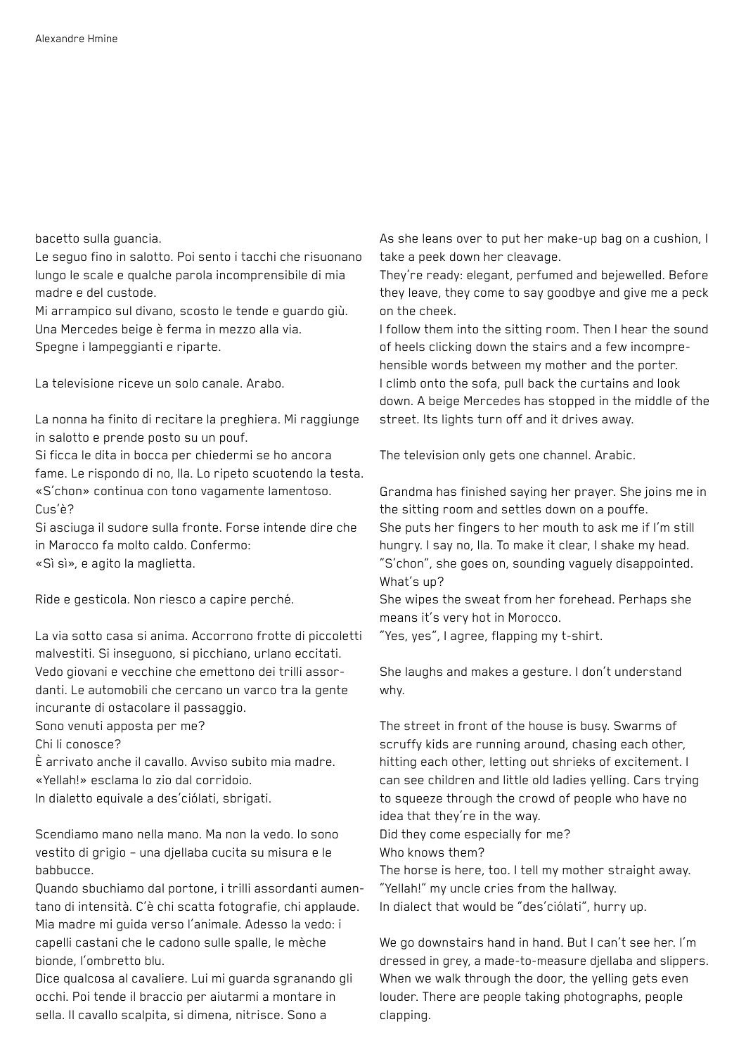bacetto sulla guancia.
Le seguo fino in salotto. Poi sento i tacchi che risuonano lungo le scale e qualche parola incomprensibile di mia madre e del custode.
Mi arrampico sul divano, scosto le tende e guardo giù. Una Mercedes beige è ferma in mezzo alla via.
Spegne i lampeggianti e riparte.

La televisione riceve un solo canale. Arabo.

La nonna ha finito di recitare la preghiera. Mi raggiunge in salotto e prende posto su un pouf.
Si ficca le dita in bocca per chiedermi se ho ancora fame. Le rispondo di no, lla. Lo ripeto scuotendo la testa. «S'chon» continua con tono vagamente lamentoso. Cus'è?
Si asciuga il sudore sulla fronte. Forse intende dire che in Marocco fa molto caldo. Confermo:
«Sì sì», e agito la maglietta.

Ride e gesticola. Non riesco a capire perché.

La via sotto casa si anima. Accorrono frotte di piccoletti malvestiti. Si inseguono, si picchiano, urlano eccitati. Vedo giovani e vecchine che emettono dei trilli assordanti. Le automobili che cercano un varco tra la gente incurante di ostacolare il passaggio.
Sono venuti apposta per me?
Chi li conosce?
È arrivato anche il cavallo. Avviso subito mia madre.
«Yellah!» esclama lo zio dal corridoio.
In dialetto equivale a des'ciólati, sbrigati.

Scendiamo mano nella mano. Ma non la vedo. Io sono vestito di grigio – una djellaba cucita su misura e le babbucce.
Quando sbuchiamo dal portone, i trilli assordanti aumentano di intensità. C'è chi scatta fotografie, chi applaude. Mia madre mi guida verso l'animale. Adesso la vedo: i capelli castani che le cadono sulle spalle, le mèche bionde, l'ombretto blu.
Dice qualcosa al cavaliere. Lui mi guarda sgranando gli occhi. Poi tende il braccio per aiutarmi a montare in sella. Il cavallo scalpita, si dimena, nitrisce. Sono a

As she leans over to put her make-up bag on a cushion, I take a peek down her cleavage.
They're ready: elegant, perfumed and bejewelled. Before they leave, they come to say goodbye and give me a peck on the cheek.
I follow them into the sitting room. Then I hear the sound of heels clicking down the stairs and a few incomprehensible words between my mother and the porter.
I climb onto the sofa, pull back the curtains and look down. A beige Mercedes has stopped in the middle of the street. Its lights turn off and it drives away.

The television only gets one channel. Arabic.

Grandma has finished saying her prayer. She joins me in the sitting room and settles down on a pouffe.
She puts her fingers to her mouth to ask me if I'm still hungry. I say no, lla. To make it clear, I shake my head. "S'chon", she goes on, sounding vaguely disappointed. What's up?
She wipes the sweat from her forehead. Perhaps she means it's very hot in Morocco.
"Yes, yes", I agree, flapping my t-shirt.

She laughs and makes a gesture. I don't understand why.

The street in front of the house is busy. Swarms of scruffy kids are running around, chasing each other, hitting each other, letting out shrieks of excitement. I can see children and little old ladies yelling. Cars trying to squeeze through the crowd of people who have no idea that they're in the way.
Did they come especially for me?
Who knows them?
The horse is here, too. I tell my mother straight away.
"Yellah!" my uncle cries from the hallway.
In dialect that would be "des'ciólati", hurry up.

We go downstairs hand in hand. But I can't see her. I'm dressed in grey, a made-to-measure djellaba and slippers. When we walk through the door, the yelling gets even louder. There are people taking photographs, people clapping.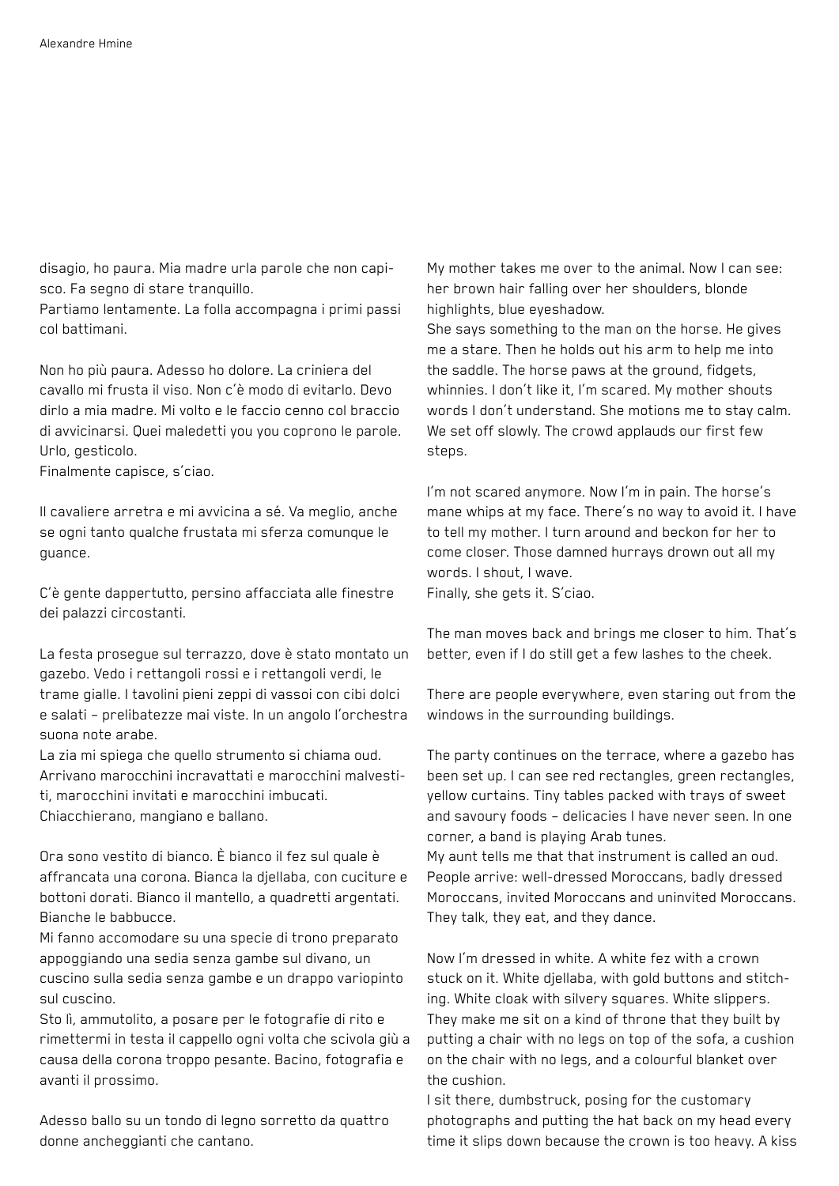disagio, ho paura. Mia madre urla parole che non capisco. Fa segno di stare tranquillo.
Partiamo lentamente. La folla accompagna i primi passi col battimani.

Non ho più paura. Adesso ho dolore. La criniera del cavallo mi frusta il viso. Non c'è modo di evitarlo. Devo dirlo a mia madre. Mi volto e le faccio cenno col braccio di avvicinarsi. Quei maledetti you you coprono le parole. Urlo, gesticolo.
Finalmente capisce, s'ciao.

Il cavaliere arretra e mi avvicina a sé. Va meglio, anche se ogni tanto qualche frustata mi sferza comunque le guance.

C'è gente dappertutto, persino affacciata alle finestre dei palazzi circostanti.

La festa prosegue sul terrazzo, dove è stato montato un gazebo. Vedo i rettangoli rossi e i rettangoli verdi, le trame gialle. I tavolini pieni zeppi di vassoi con cibi dolci e salati – prelibatezze mai viste. In un angolo l'orchestra suona note arabe.
La zia mi spiega che quello strumento si chiama oud.
Arrivano marocchini incravattati e marocchini malvestiti, marocchini invitati e marocchini imbucati.
Chiacchierano, mangiano e ballano.

Ora sono vestito di bianco. È bianco il fez sul quale è affrancata una corona. Bianca la djellaba, con cuciture e bottoni dorati. Bianco il mantello, a quadretti argentati. Bianche le babbucce.
Mi fanno accomodare su una specie di trono preparato appoggiando una sedia senza gambe sul divano, un cuscino sulla sedia senza gambe e un drappo variopinto sul cuscino.
Sto lì, ammutolito, a posare per le fotografie di rito e rimettermi in testa il cappello ogni volta che scivola giù a causa della corona troppo pesante. Bacino, fotografia e avanti il prossimo.

Adesso ballo su un tondo di legno sorretto da quattro donne ancheggianti che cantano.

My mother takes me over to the animal. Now I can see: her brown hair falling over her shoulders, blonde highlights, blue eyeshadow.
She says something to the man on the horse. He gives me a stare. Then he holds out his arm to help me into the saddle. The horse paws at the ground, fidgets, whinnies. I don't like it, I'm scared. My mother shouts words I don't understand. She motions me to stay calm. We set off slowly. The crowd applauds our first few steps.

I'm not scared anymore. Now I'm in pain. The horse's mane whips at my face. There's no way to avoid it. I have to tell my mother. I turn around and beckon for her to come closer. Those damned hurrays drown out all my words. I shout, I wave.
Finally, she gets it. S'ciao.

The man moves back and brings me closer to him. That's better, even if I do still get a few lashes to the cheek.

There are people everywhere, even staring out from the windows in the surrounding buildings.

The party continues on the terrace, where a gazebo has been set up. I can see red rectangles, green rectangles, yellow curtains. Tiny tables packed with trays of sweet and savoury foods – delicacies I have never seen. In one corner, a band is playing Arab tunes.
My aunt tells me that that instrument is called an oud.
People arrive: well-dressed Moroccans, badly dressed Moroccans, invited Moroccans and uninvited Moroccans. They talk, they eat, and they dance.

Now I'm dressed in white. A white fez with a crown stuck on it. White djellaba, with gold buttons and stitching. White cloak with silvery squares. White slippers.
They make me sit on a kind of throne that they built by putting a chair with no legs on top of the sofa, a cushion on the chair with no legs, and a colourful blanket over the cushion.
I sit there, dumbstruck, posing for the customary photographs and putting the hat back on my head every time it slips down because the crown is too heavy. A kiss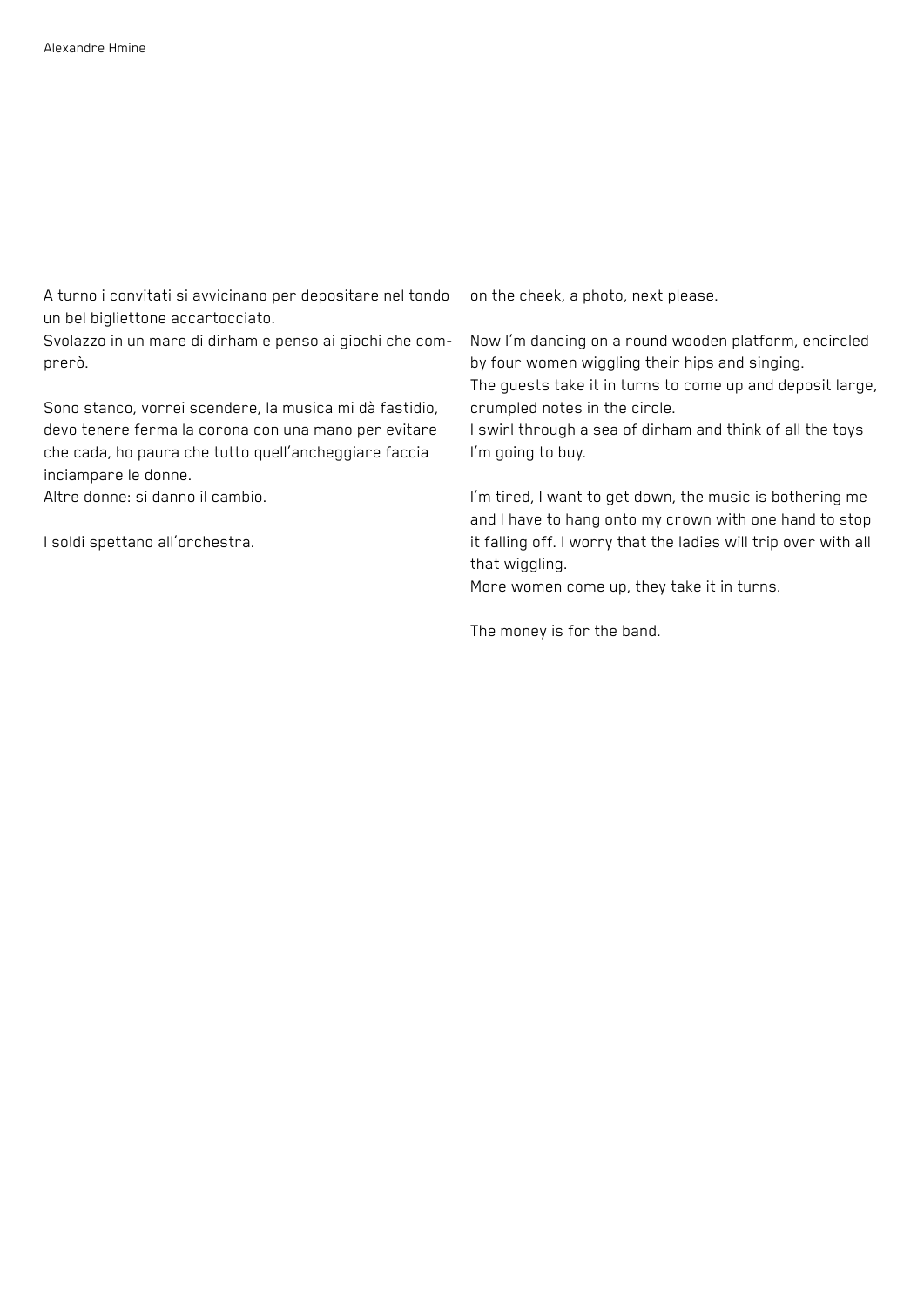A turno i convitati si avvicinano per depositare nel tondo un bel bigliettone accartocciato.
Svolazzo in un mare di dirham e penso ai giochi che comprerò.

Sono stanco, vorrei scendere, la musica mi dà fastidio, devo tenere ferma la corona con una mano per evitare che cada, ho paura che tutto quell'ancheggiare faccia inciampare le donne.
Altre donne: si danno il cambio.

I soldi spettano all'orchestra.

on the cheek, a photo, next please.

Now I'm dancing on a round wooden platform, encircled by four women wiggling their hips and singing.
The guests take it in turns to come up and deposit large, crumpled notes in the circle.
I swirl through a sea of dirham and think of all the toys I'm going to buy.

I'm tired, I want to get down, the music is bothering me and I have to hang onto my crown with one hand to stop it falling off. I worry that the ladies will trip over with all that wiggling.
More women come up, they take it in turns.

The money is for the band.